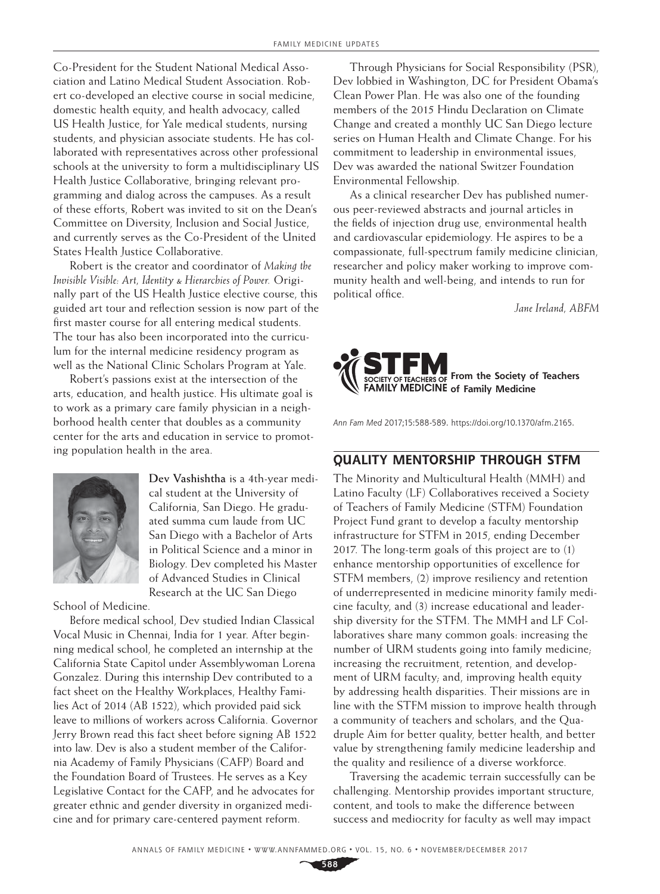Co-President for the Student National Medical Association and Latino Medical Student Association. Robert co-developed an elective course in social medicine, domestic health equity, and health advocacy, called US Health Justice, for Yale medical students, nursing students, and physician associate students. He has collaborated with representatives across other professional schools at the university to form a multidisciplinary US Health Justice Collaborative, bringing relevant programming and dialog across the campuses. As a result of these efforts, Robert was invited to sit on the Dean's Committee on Diversity, Inclusion and Social Justice, and currently serves as the Co-President of the United States Health Justice Collaborative.

Robert is the creator and coordinator of *Making the Invisible Visible: Art, Identity & Hierarchies of Power.* Originally part of the US Health Justice elective course, this guided art tour and reflection session is now part of the first master course for all entering medical students. The tour has also been incorporated into the curriculum for the internal medicine residency program as well as the National Clinic Scholars Program at Yale.

Robert's passions exist at the intersection of the arts, education, and health justice. His ultimate goal is to work as a primary care family physician in a neighborhood health center that doubles as a community center for the arts and education in service to promoting population health in the area.

**Dev Vashishtha** is a 4th-year medical student at the University of California, San Diego. He graduated summa cum laude from UC San Diego with a Bachelor of Arts in Political Science and a minor in Biology. Dev completed his Master of Advanced Studies in Clinical Research at the UC San Diego School of Medicine.

Before medical school, Dev studied Indian Classical Vocal Music in Chennai, India for 1 year. After beginning medical school, he completed an internship at the California State Capitol under Assemblywoman Lorena Gonzalez. During this internship Dev contributed to a fact sheet on the Healthy Workplaces, Healthy Families Act of 2014 (AB 1522), which provided paid sick leave to millions of workers across California. Governor Jerry Brown read this fact sheet before signing AB 1522 into law. Dev is also a student member of the California Academy of Family Physicians (CAFP) Board and the Foundation Board of Trustees. He serves as a Key Legislative Contact for the CAFP, and he advocates for greater ethnic and gender diversity in organized medicine and for primary care-centered payment reform.

Through Physicians for Social Responsibility (PSR), Dev lobbied in Washington, DC for President Obama's Clean Power Plan. He was also one of the founding members of the 2015 Hindu Declaration on Climate Change and created a monthly UC San Diego lecture series on Human Health and Climate Change. For his commitment to leadership in environmental issues, Dev was awarded the national Switzer Foundation Environmental Fellowship.

As a clinical researcher Dev has published numerous peer-reviewed abstracts and journal articles in the fields of injection drug use, environmental health and cardiovascular epidemiology. He aspires to be a compassionate, full-spectrum family medicine clinician, researcher and policy maker working to improve community health and well-being, and intends to run for political office.

*Jane Ireland, ABFM*

**STFM** SOCIETY OF TEACHERS OF FAMILY MEDICINE **From the Society of Teachers of Family Medicine**

*Ann Fam Med* 2017;15:588-589. https://doi.org/10.1370/afm.2165.

## QUALITY MENTORSHIP THROUGH STFM

The Minority and Multicultural Health (MMH) and Latino Faculty (LF) Collaboratives received a Society of Teachers of Family Medicine (STFM) Foundation Project Fund grant to develop a faculty mentorship infrastructure for STFM in 2015, ending December 2017. The long-term goals of this project are to (1) enhance mentorship opportunities of excellence for STFM members, (2) improve resiliency and retention of underrepresented in medicine minority family medicine faculty, and (3) increase educational and leadership diversity for the STFM. The MMH and LF Collaboratives share many common goals: increasing the number of URM students going into family medicine; increasing the recruitment, retention, and development of URM faculty; and, improving health equity by addressing health disparities. Their missions are in line with the STFM mission to improve health through a community of teachers and scholars, and the Quadruple Aim for better quality, better health, and better value by strengthening family medicine leadership and the quality and resilience of a diverse workforce.

Traversing the academic terrain successfully can be challenging. Mentorship provides important structure, content, and tools to make the difference between success and mediocrity for faculty as well may impact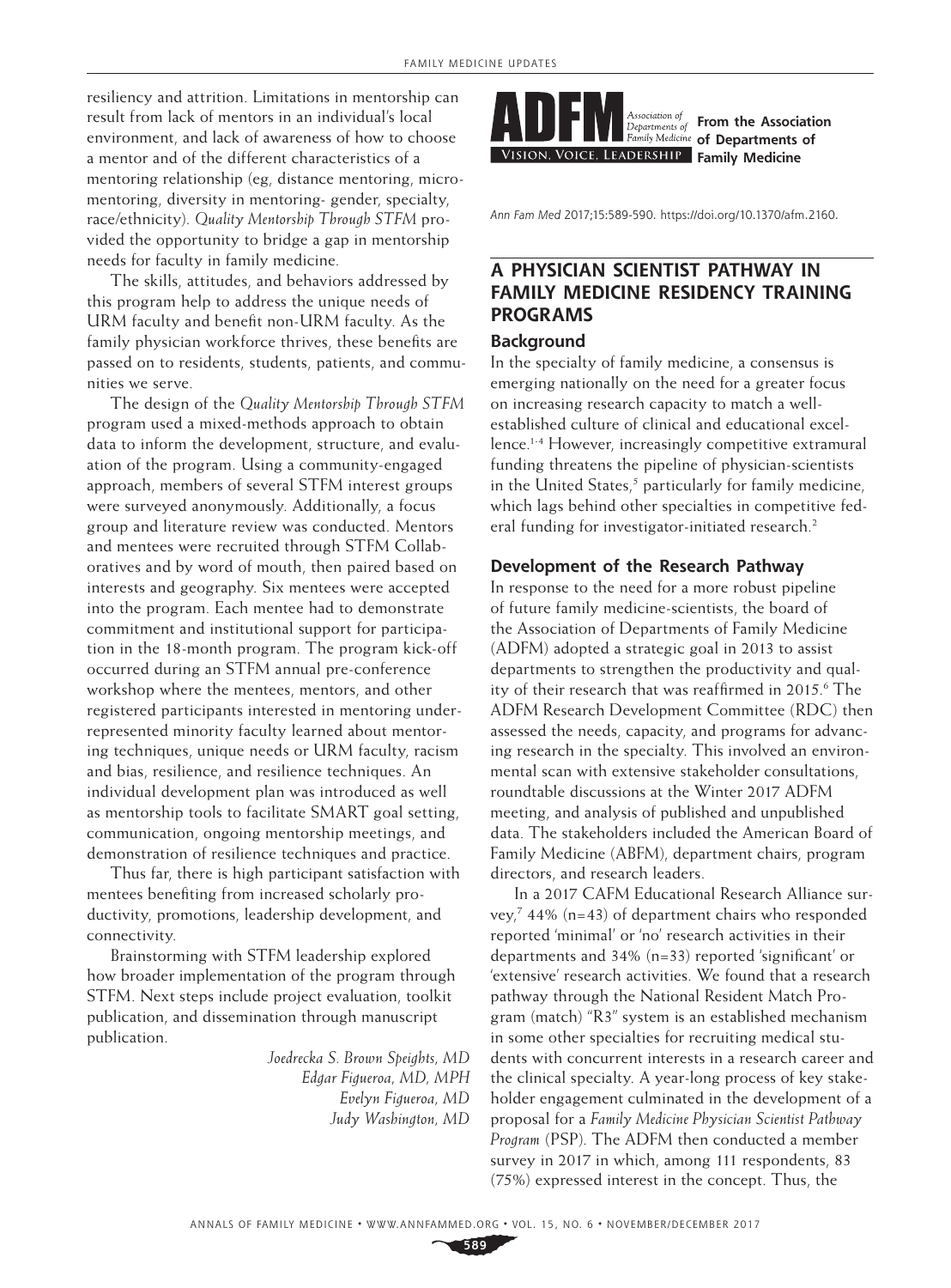resiliency and attrition. Limitations in mentorship can result from lack of mentors in an individual's local environment, and lack of awareness of how to choose a mentor and of the different characteristics of a mentoring relationship (eg, distance mentoring, micro-mentoring, diversity in mentoring- gender, specialty, race/ethnicity). *Quality Mentorship Through STFM* provided the opportunity to bridge a gap in mentorship needs for faculty in family medicine.

The skills, attitudes, and behaviors addressed by this program help to address the unique needs of URM faculty and benefit non-URM faculty. As the family physician workforce thrives, these benefits are passed on to residents, students, patients, and communities we serve.

The design of the *Quality Mentorship Through STFM* program used a mixed-methods approach to obtain data to inform the development, structure, and evaluation of the program. Using a community-engaged approach, members of several STFM interest groups were surveyed anonymously. Additionally, a focus group and literature review was conducted. Mentors and mentees were recruited through STFM Collaboratives and by word of mouth, then paired based on interests and geography. Six mentees were accepted into the program. Each mentee had to demonstrate commitment and institutional support for participation in the 18-month program. The program kick-off occurred during an STFM annual pre-conference workshop where the mentees, mentors, and other registered participants interested in mentoring underrepresented minority faculty learned about mentoring techniques, unique needs or URM faculty, racism and bias, resilience, and resilience techniques. An individual development plan was introduced as well as mentorship tools to facilitate SMART goal setting, communication, ongoing mentorship meetings, and demonstration of resilience techniques and practice.

Thus far, there is high participant satisfaction with mentees benefiting from increased scholarly productivity, promotions, leadership development, and connectivity.

Brainstorming with STFM leadership explored how broader implementation of the program through STFM. Next steps include project evaluation, toolkit publication, and dissemination through manuscript publication.

*Joedrecka S. Brown Speights, MD*
*Edgar Figueroa, MD, MPH*
*Evelyn Figueroa, MD*
*Judy Washington, MD*

**ADFM** Association of Departments of Family Medicine — VISION, VOICE, LEADERSHIP

**From the Association of Departments of Family Medicine**

*Ann Fam Med* 2017;15:589-590. https://doi.org/10.1370/afm.2160.

## A PHYSICIAN SCIENTIST PATHWAY IN FAMILY MEDICINE RESIDENCY TRAINING PROGRAMS

### Background

In the specialty of family medicine, a consensus is emerging nationally on the need for a greater focus on increasing research capacity to match a well-established culture of clinical and educational excellence.[1-4] However, increasingly competitive extramural funding threatens the pipeline of physician-scientists in the United States,[5] particularly for family medicine, which lags behind other specialties in competitive federal funding for investigator-initiated research.[2]

### Development of the Research Pathway

In response to the need for a more robust pipeline of future family medicine-scientists, the board of the Association of Departments of Family Medicine (ADFM) adopted a strategic goal in 2013 to assist departments to strengthen the productivity and quality of their research that was reaffirmed in 2015.[6] The ADFM Research Development Committee (RDC) then assessed the needs, capacity, and programs for advancing research in the specialty. This involved an environmental scan with extensive stakeholder consultations, roundtable discussions at the Winter 2017 ADFM meeting, and analysis of published and unpublished data. The stakeholders included the American Board of Family Medicine (ABFM), department chairs, program directors, and research leaders.

In a 2017 CAFM Educational Research Alliance survey,[7] 44% (n=43) of department chairs who responded reported 'minimal' or 'no' research activities in their departments and 34% (n=33) reported 'significant' or 'extensive' research activities. We found that a research pathway through the National Resident Match Program (match) "R3" system is an established mechanism in some other specialties for recruiting medical students with concurrent interests in a research career and the clinical specialty. A year-long process of key stakeholder engagement culminated in the development of a proposal for a *Family Medicine Physician Scientist Pathway Program* (PSP). The ADFM then conducted a member survey in 2017 in which, among 111 respondents, 83 (75%) expressed interest in the concept. Thus, the